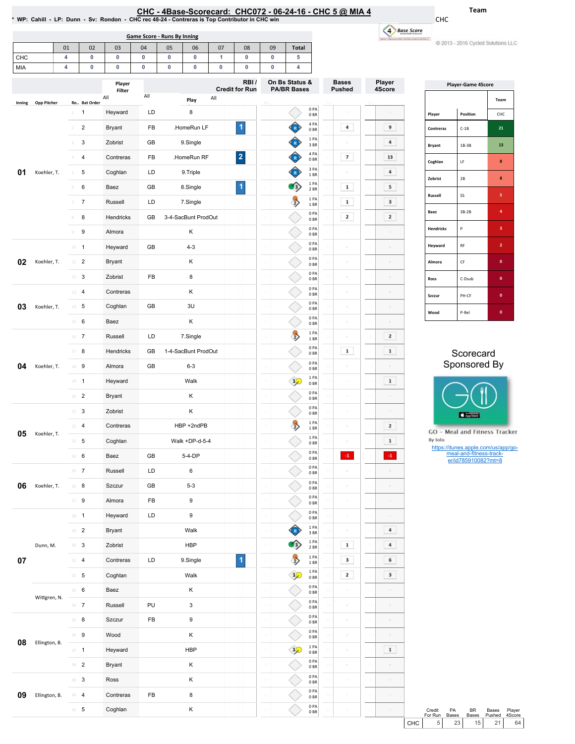# CHC - 4Base-Scorecard: CHC072 - 06-24-16 - CHC 5 @ MIA 4

\* WP: Cahill - LP: Dunn - Sv: Rondon - CHC rec 48-24 - Contreras is Top Contributor in CHC win

Team: CHC

© 2013 - 2016 Cycled Solutions LLC

## Game Score - Runs By Inning

| | 01 | 02 | 03 | 04 | 05 | 06 | 07 | 08 | 09 | Total |
|---|---|---|---|---|---|---|---|---|---|---|
| CHC | 4 | 0 | 0 | 0 | 0 | 0 | 1 | 0 | 0 | 5 |
| MIA | 4 | 0 | 0 | 0 | 0 | 0 | 0 | 0 | 0 | 4 |

| Inning | Opp Pitcher | Ro.. | Bat Order | Player | | Play | RBI / Credit for Run | On Bs Status & PA/BR Bases | Bases Pushed | Player 4Score |
|---|---|---|---|---|---|---|---|---|---|---|
| 01 | Koehler, T. | 1 | 1 | Heyward | LD | 8 | | 0 PA 0 BR | | |
| | | 2 | 2 | Bryant | FB | .HomeRun LF | 1 | 4 PA 0 BR | 4 | 9 |
| | | 3 | 3 | Zobrist | GB | 9.Single | | 1 PA 3 BR | | 4 |
| | | 4 | 4 | Contreras | FB | .HomeRun RF | 2 | 4 PA 0 BR | 7 | 13 |
| | | 5 | 5 | Coghlan | LD | 9.Triple | | 3 PA 1 BR | | 4 |
| | | 6 | 6 | Baez | GB | 8.Single | 1 | 1 PA 2 BR | 1 | 5 |
| | | 7 | 7 | Russell | LD | 7.Single | | 1 PA 1 BR | 1 | 3 |
| | | 8 | 8 | Hendricks | GB | 3-4-SacBunt ProdOut | | 0 PA 0 BR | 2 | 2 |
| | | 9 | 9 | Almora | | K | | 0 PA 0 BR | | |
| 02 | Koehler, T. | 10 | 1 | Heyward | GB | 4-3 | | 0 PA 0 BR | | |
| | | 11 | 2 | Bryant | | K | | 0 PA 0 BR | | |
| | | 12 | 3 | Zobrist | FB | 8 | | 0 PA 0 BR | | |
| 03 | Koehler, T. | 13 | 4 | Contreras | | K | | 0 PA 0 BR | | |
| | | 14 | 5 | Coghlan | GB | 3U | | 0 PA 0 BR | | |
| | | 15 | 6 | Baez | | K | | 0 PA 0 BR | | |
| 04 | Koehler, T. | 16 | 7 | Russell | LD | 7.Single | | 1 PA 1 BR | | 2 |
| | | 17 | 8 | Hendricks | GB | 1-4-SacBunt ProdOut | | 0 PA 0 BR | 1 | 1 |
| | | 18 | 9 | Almora | GB | 6-3 | | 0 PA 0 BR | | |
| | | 19 | 1 | Heyward | | Walk | | 1 PA 0 BR | | 1 |
| | | 20 | 2 | Bryant | | K | | 0 PA 0 BR | | |
| 05 | Koehler, T. | 21 | 3 | Zobrist | | K | | 0 PA 0 BR | | |
| | | 22 | 4 | Contreras | | HBP +2ndPB | | 1 PA 1 BR | | 2 |
| | | 23 | 5 | Coghlan | | Walk +DP-d-5-4 | | 1 PA 0 BR | | 1 |
| | | 24 | 6 | Baez | GB | 5-4-DP | | 0 PA 0 BR | -1 | -1 |
| 06 | Koehler, T. | 25 | 7 | Russell | LD | 6 | | 0 PA 0 BR | | |
| | | 26 | 8 | Szczur | GB | 5-3 | | 0 PA 0 BR | | |
| | | 27 | 9 | Almora | FB | 9 | | 0 PA 0 BR | | |
| 07 | Dunn, M. | 28 | 1 | Heyward | LD | 9 | | 0 PA 0 BR | | |
| | | 29 | 2 | Bryant | | Walk | | 1 PA 3 BR | | 4 |
| | | 30 | 3 | Zobrist | | HBP | | 1 PA 2 BR | 1 | 4 |
| | | 31 | 4 | Contreras | LD | 9.Single | 1 | 1 PA 1 BR | 3 | 6 |
| | | 32 | 5 | Coghlan | | Walk | | 1 PA 0 BR | 2 | 3 |
| | Wittgren, N. | 33 | 6 | Baez | | K | | 0 PA 0 BR | | |
| | | 34 | 7 | Russell | PU | 3 | | 0 PA 0 BR | | |
| 08 | Ellington, B. | 35 | 8 | Szczur | FB | 9 | | 0 PA 0 BR | | |
| | | 36 | 9 | Wood | | K | | 0 PA 0 BR | | |
| | | 37 | 1 | Heyward | | HBP | | 1 PA 0 BR | | 1 |
| | | 38 | 2 | Bryant | | K | | 0 PA 0 BR | | |
| 09 | Ellington, B. | 39 | 3 | Ross | | K | | 0 PA 0 BR | | |
| | | 40 | 4 | Contreras | FB | 8 | | 0 PA 0 BR | | |
| | | 41 | 5 | Coghlan | | K | | 0 PA 0 BR | | |

## Player-Game 4Score

| Player | Position | CHC |
|---|---|---|
| Contreras | C-1B | 21 |
| Bryant | 1B-3B | 13 |
| Coghlan | LF | 8 |
| Zobrist | 2B | 8 |
| Russell | SS | 5 |
| Baez | 3B-2B | 4 |
| Hendricks | P | 3 |
| Heyward | RF | 2 |
| Almora | CF | 0 |
| Ross | C-Dsub | 0 |
| Szczur | PH-CF | 0 |
| Wood | P-Rel | 0 |

Scorecard Sponsored By

GO - Meal and Fitness Tracker
By Iolo
https://itunes.apple.com/us/app/go-meal-and-fitness-track-er/id785910082?mt=8

| | Credit For Run | PA Bases | BR Bases | Bases Pushed | Player 4Score |
|---|---|---|---|---|---|
| CHC | 5 | 23 | 15 | 21 | 64 |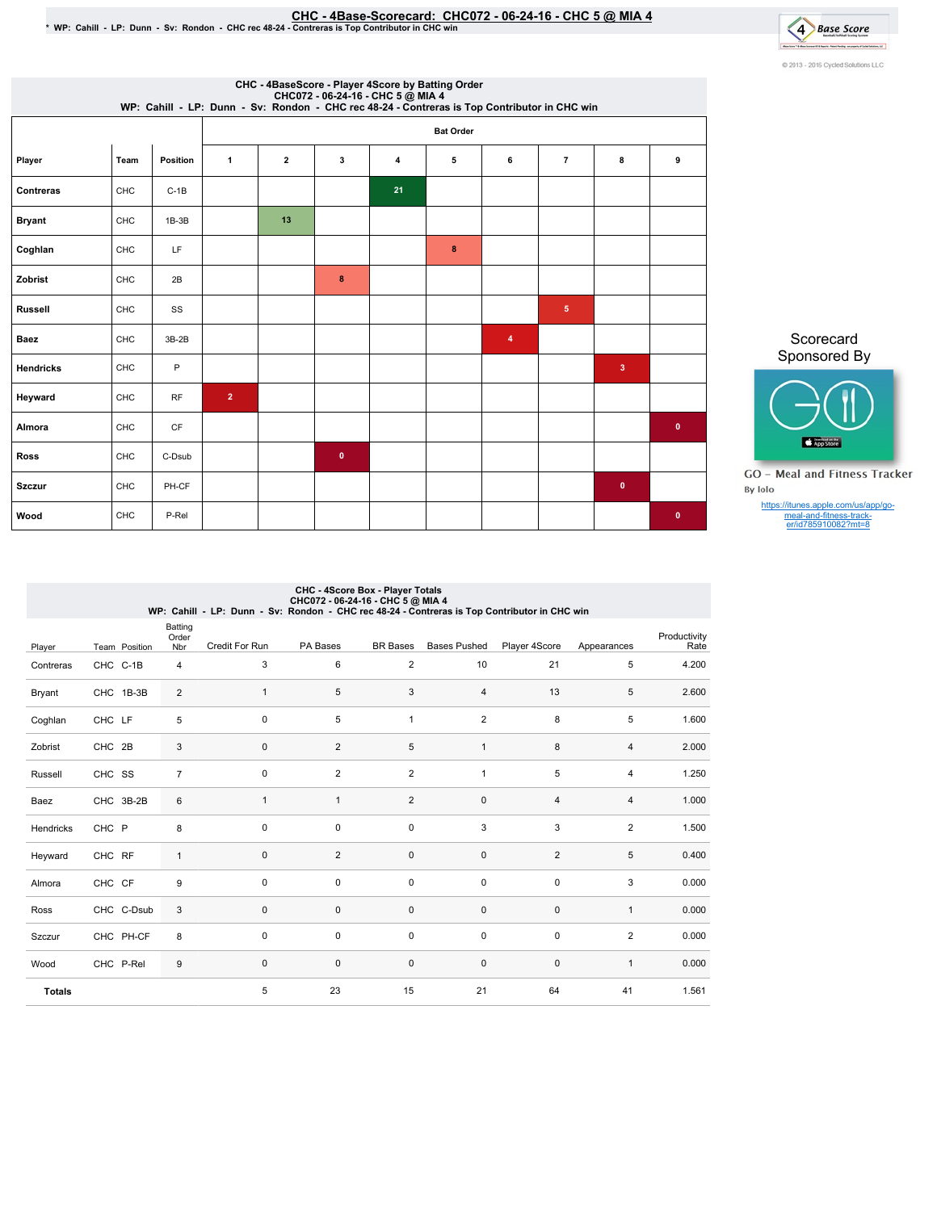# CHC - 4Base-Scorecard: CHC072 - 06-24-16 - CHC 5 @ MIA 4

\* WP: Cahill - LP: Dunn - Sv: Rondon - CHC rec 48-24 - Contreras is Top Contributor in CHC win

© 2013 - 2016 Cycled Solutions LLC

## CHC - 4BaseScore - Player 4Score by Batting Order
CHC072 - 06-24-16 - CHC 5 @ MIA 4
WP: Cahill - LP: Dunn - Sv: Rondon - CHC rec 48-24 - Contreras is Top Contributor in CHC win

| | | | Bat Order | | | | | | | | |
|---|---|---|---|---|---|---|---|---|---|---|---|
| Player | Team | Position | 1 | 2 | 3 | 4 | 5 | 6 | 7 | 8 | 9 |
| Contreras | CHC | C-1B | | | | 21 | | | | | |
| Bryant | CHC | 1B-3B | | 13 | | | | | | | |
| Coghlan | CHC | LF | | | | | 8 | | | | |
| Zobrist | CHC | 2B | | | 8 | | | | | | |
| Russell | CHC | SS | | | | | | | 5 | | |
| Baez | CHC | 3B-2B | | | | | | 4 | | | |
| Hendricks | CHC | P | | | | | | | | 3 | |
| Heyward | CHC | RF | 2 | | | | | | | | |
| Almora | CHC | CF | | | | | | | | | 0 |
| Ross | CHC | C-Dsub | | | 0 | | | | | | |
| Szczur | CHC | PH-CF | | | | | | | | 0 | |
| Wood | CHC | P-Rel | | | | | | | | | 0 |

Scorecard Sponsored By

GO - Meal and Fitness Tracker
By Iolo

https://itunes.apple.com/us/app/go-meal-and-fitness-track-er/id785910082?mt=8

## CHC - 4Score Box - Player Totals
CHC072 - 06-24-16 - CHC 5 @ MIA 4
WP: Cahill - LP: Dunn - Sv: Rondon - CHC rec 48-24 - Contreras is Top Contributor in CHC win

| Player | Team | Position | Batting Order Nbr | Credit For Run | PA Bases | BR Bases | Bases Pushed | Player 4Score | Appearances | Productivity Rate |
|---|---|---|---|---|---|---|---|---|---|---|
| Contreras | CHC | C-1B | 4 | 3 | 6 | 2 | 10 | 21 | 5 | 4.200 |
| Bryant | CHC | 1B-3B | 2 | 1 | 5 | 3 | 4 | 13 | 5 | 2.600 |
| Coghlan | CHC | LF | 5 | 0 | 5 | 1 | 2 | 8 | 5 | 1.600 |
| Zobrist | CHC | 2B | 3 | 0 | 2 | 5 | 1 | 8 | 4 | 2.000 |
| Russell | CHC | SS | 7 | 0 | 2 | 2 | 1 | 5 | 4 | 1.250 |
| Baez | CHC | 3B-2B | 6 | 1 | 1 | 2 | 0 | 4 | 4 | 1.000 |
| Hendricks | CHC | P | 8 | 0 | 0 | 0 | 3 | 3 | 2 | 1.500 |
| Heyward | CHC | RF | 1 | 0 | 2 | 0 | 0 | 2 | 5 | 0.400 |
| Almora | CHC | CF | 9 | 0 | 0 | 0 | 0 | 0 | 3 | 0.000 |
| Ross | CHC | C-Dsub | 3 | 0 | 0 | 0 | 0 | 0 | 1 | 0.000 |
| Szczur | CHC | PH-CF | 8 | 0 | 0 | 0 | 0 | 0 | 2 | 0.000 |
| Wood | CHC | P-Rel | 9 | 0 | 0 | 0 | 0 | 0 | 1 | 0.000 |
| **Totals** | | | | 5 | 23 | 15 | 21 | 64 | 41 | 1.561 |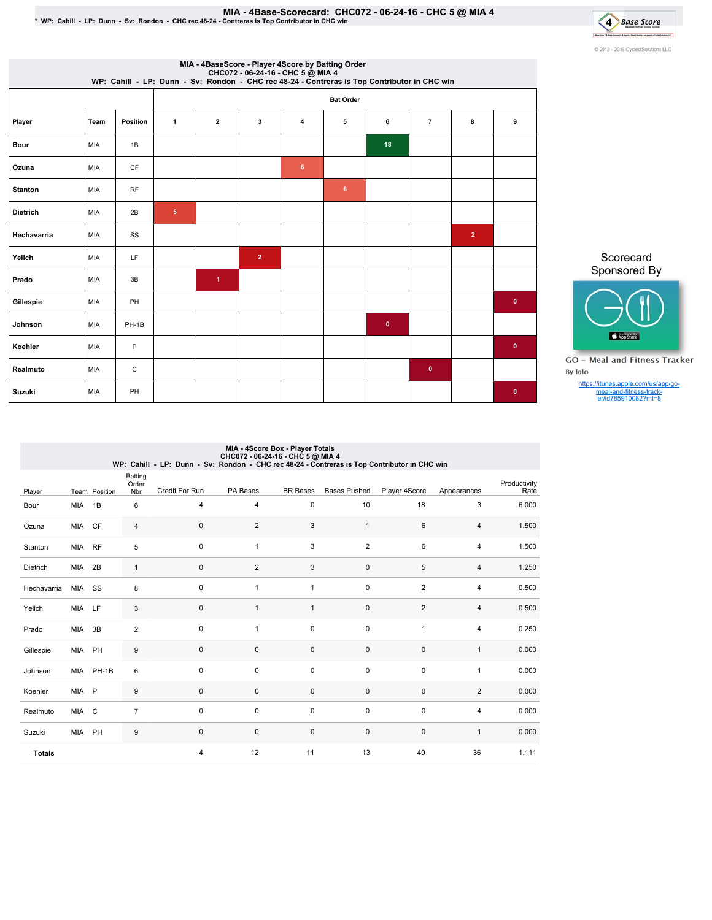# MIA - 4Base-Scorecard: CHC072 - 06-24-16 - CHC 5 @ MIA 4

* WP: Cahill - LP: Dunn - Sv: Rondon - CHC rec 48-24 - Contreras is Top Contributor in CHC win

© 2013 - 2016 Cycled Solutions LLC

## MIA - 4BaseScore - Player 4Score by Batting Order
CHC072 - 06-24-16 - CHC 5 @ MIA 4
WP: Cahill - LP: Dunn - Sv: Rondon - CHC rec 48-24 - Contreras is Top Contributor in CHC win

| Player | Team | Position | Bat Order 1 | 2 | 3 | 4 | 5 | 6 | 7 | 8 | 9 |
|---|---|---|---|---|---|---|---|---|---|---|---|
| Bour | MIA | 1B | | | | | | 18 | | | |
| Ozuna | MIA | CF | | | | 6 | | | | | |
| Stanton | MIA | RF | | | | | 6 | | | | |
| Dietrich | MIA | 2B | 5 | | | | | | | | |
| Hechavarria | MIA | SS | | | | | | | | 2 | |
| Yelich | MIA | LF | | | 2 | | | | | | |
| Prado | MIA | 3B | | 1 | | | | | | | |
| Gillespie | MIA | PH | | | | | | | | | 0 |
| Johnson | MIA | PH-1B | | | | | | 0 | | | |
| Koehler | MIA | P | | | | | | | | | 0 |
| Realmuto | MIA | C | | | | | | | 0 | | |
| Suzuki | MIA | PH | | | | | | | | | 0 |

Scorecard Sponsored By

GO - Meal and Fitness Tracker
By Iolo
https://itunes.apple.com/us/app/go-meal-and-fitness-track-er/id785910082?mt=8

## MIA - 4Score Box - Player Totals
CHC072 - 06-24-16 - CHC 5 @ MIA 4
WP: Cahill - LP: Dunn - Sv: Rondon - CHC rec 48-24 - Contreras is Top Contributor in CHC win

| Player | Team | Position | Batting Order Nbr | Credit For Run | PA Bases | BR Bases | Bases Pushed | Player 4Score | Appearances | Productivity Rate |
|---|---|---|---|---|---|---|---|---|---|---|
| Bour | MIA | 1B | 6 | 4 | 4 | 0 | 10 | 18 | 3 | 6.000 |
| Ozuna | MIA | CF | 4 | 0 | 2 | 3 | 1 | 6 | 4 | 1.500 |
| Stanton | MIA | RF | 5 | 0 | 1 | 3 | 2 | 6 | 4 | 1.500 |
| Dietrich | MIA | 2B | 1 | 0 | 2 | 3 | 0 | 5 | 4 | 1.250 |
| Hechavarria | MIA | SS | 8 | 0 | 1 | 1 | 0 | 2 | 4 | 0.500 |
| Yelich | MIA | LF | 3 | 0 | 1 | 1 | 0 | 2 | 4 | 0.500 |
| Prado | MIA | 3B | 2 | 0 | 1 | 0 | 0 | 1 | 4 | 0.250 |
| Gillespie | MIA | PH | 9 | 0 | 0 | 0 | 0 | 0 | 1 | 0.000 |
| Johnson | MIA | PH-1B | 6 | 0 | 0 | 0 | 0 | 0 | 1 | 0.000 |
| Koehler | MIA | P | 9 | 0 | 0 | 0 | 0 | 0 | 2 | 0.000 |
| Realmuto | MIA | C | 7 | 0 | 0 | 0 | 0 | 0 | 4 | 0.000 |
| Suzuki | MIA | PH | 9 | 0 | 0 | 0 | 0 | 0 | 1 | 0.000 |
| **Totals** | | | | 4 | 12 | 11 | 13 | 40 | 36 | 1.111 |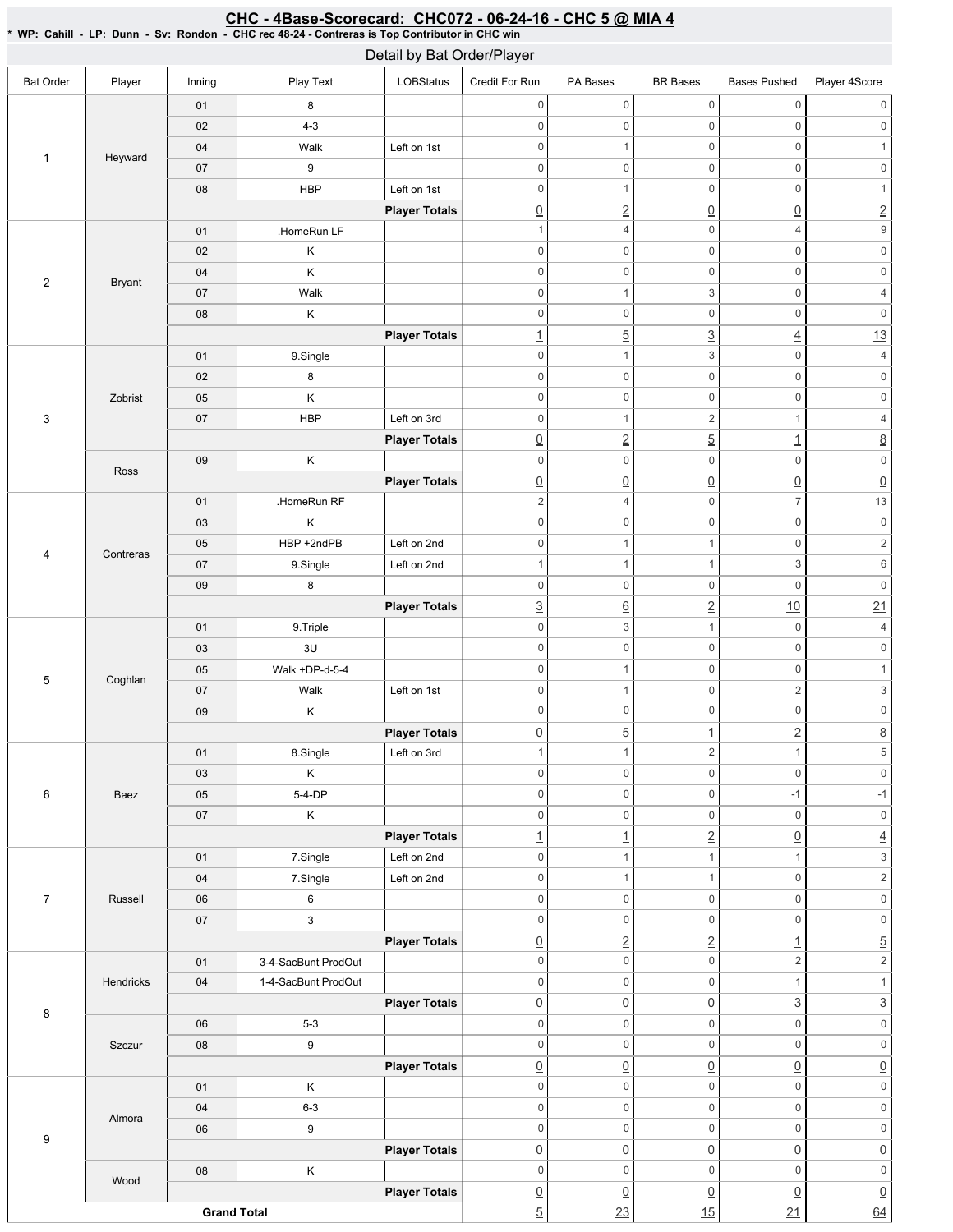# CHC - 4Base-Scorecard: CHC072 - 06-24-16 - CHC 5 @ MIA 4

* WP: Cahill - LP: Dunn - Sv: Rondon - CHC rec 48-24 - Contreras is Top Contributor in CHC win

## Detail by Bat Order/Player

| Bat Order | Player | Inning | Play Text | LOBStatus | Credit For Run | PA Bases | BR Bases | Bases Pushed | Player 4Score |
|---|---|---|---|---|---|---|---|---|---|
| 1 | Heyward | 01 | 8 | | 0 | 0 | 0 | 0 | 0 |
| | | 02 | 4-3 | | 0 | 0 | 0 | 0 | 0 |
| | | 04 | Walk | Left on 1st | 0 | 1 | 0 | 0 | 1 |
| | | 07 | 9 | | 0 | 0 | 0 | 0 | 0 |
| | | 08 | HBP | Left on 1st | 0 | 1 | 0 | 0 | 1 |
| | | | | **Player Totals** | 0 | 2 | 0 | 0 | 2 |
| 2 | Bryant | 01 | .HomeRun LF | | 1 | 4 | 0 | 4 | 9 |
| | | 02 | K | | 0 | 0 | 0 | 0 | 0 |
| | | 04 | K | | 0 | 0 | 0 | 0 | 0 |
| | | 07 | Walk | | 0 | 1 | 3 | 0 | 4 |
| | | 08 | K | | 0 | 0 | 0 | 0 | 0 |
| | | | | **Player Totals** | 1 | 5 | 3 | 4 | 13 |
| 3 | Zobrist | 01 | 9.Single | | 0 | 1 | 3 | 0 | 4 |
| | | 02 | 8 | | 0 | 0 | 0 | 0 | 0 |
| | | 05 | K | | 0 | 0 | 0 | 0 | 0 |
| | | 07 | HBP | Left on 3rd | 0 | 1 | 2 | 1 | 4 |
| | | | | **Player Totals** | 0 | 2 | 5 | 1 | 8 |
| | Ross | 09 | K | | 0 | 0 | 0 | 0 | 0 |
| | | | | **Player Totals** | 0 | 0 | 0 | 0 | 0 |
| 4 | Contreras | 01 | .HomeRun RF | | 2 | 4 | 0 | 7 | 13 |
| | | 03 | K | | 0 | 0 | 0 | 0 | 0 |
| | | 05 | HBP +2ndPB | Left on 2nd | 0 | 1 | 1 | 0 | 2 |
| | | 07 | 9.Single | Left on 2nd | 1 | 1 | 1 | 3 | 6 |
| | | 09 | 8 | | 0 | 0 | 0 | 0 | 0 |
| | | | | **Player Totals** | 3 | 6 | 2 | 10 | 21 |
| 5 | Coghlan | 01 | 9.Triple | | 0 | 3 | 1 | 0 | 4 |
| | | 03 | 3U | | 0 | 0 | 0 | 0 | 0 |
| | | 05 | Walk +DP-d-5-4 | | 0 | 1 | 0 | 0 | 1 |
| | | 07 | Walk | Left on 1st | 0 | 1 | 0 | 2 | 3 |
| | | 09 | K | | 0 | 0 | 0 | 0 | 0 |
| | | | | **Player Totals** | 0 | 5 | 1 | 2 | 8 |
| 6 | Baez | 01 | 8.Single | Left on 3rd | 1 | 1 | 2 | 1 | 5 |
| | | 03 | K | | 0 | 0 | 0 | 0 | 0 |
| | | 05 | 5-4-DP | | 0 | 0 | 0 | -1 | -1 |
| | | 07 | K | | 0 | 0 | 0 | 0 | 0 |
| | | | | **Player Totals** | 1 | 1 | 2 | 0 | 4 |
| 7 | Russell | 01 | 7.Single | Left on 2nd | 0 | 1 | 1 | 1 | 3 |
| | | 04 | 7.Single | Left on 2nd | 0 | 1 | 1 | 0 | 2 |
| | | 06 | 6 | | 0 | 0 | 0 | 0 | 0 |
| | | 07 | 3 | | 0 | 0 | 0 | 0 | 0 |
| | | | | **Player Totals** | 0 | 2 | 2 | 1 | 5 |
| 8 | Hendricks | 01 | 3-4-SacBunt ProdOut | | 0 | 0 | 0 | 2 | 2 |
| | | 04 | 1-4-SacBunt ProdOut | | 0 | 0 | 0 | 1 | 1 |
| | | | | **Player Totals** | 0 | 0 | 0 | 3 | 3 |
| | Szczur | 06 | 5-3 | | 0 | 0 | 0 | 0 | 0 |
| | | 08 | 9 | | 0 | 0 | 0 | 0 | 0 |
| | | | | **Player Totals** | 0 | 0 | 0 | 0 | 0 |
| 9 | Almora | 01 | K | | 0 | 0 | 0 | 0 | 0 |
| | | 04 | 6-3 | | 0 | 0 | 0 | 0 | 0 |
| | | 06 | 9 | | 0 | 0 | 0 | 0 | 0 |
| | | | | **Player Totals** | 0 | 0 | 0 | 0 | 0 |
| | Wood | 08 | K | | 0 | 0 | 0 | 0 | 0 |
| | | | | **Player Totals** | 0 | 0 | 0 | 0 | 0 |
| **Grand Total** | | | | | 5 | 23 | 15 | 21 | 64 |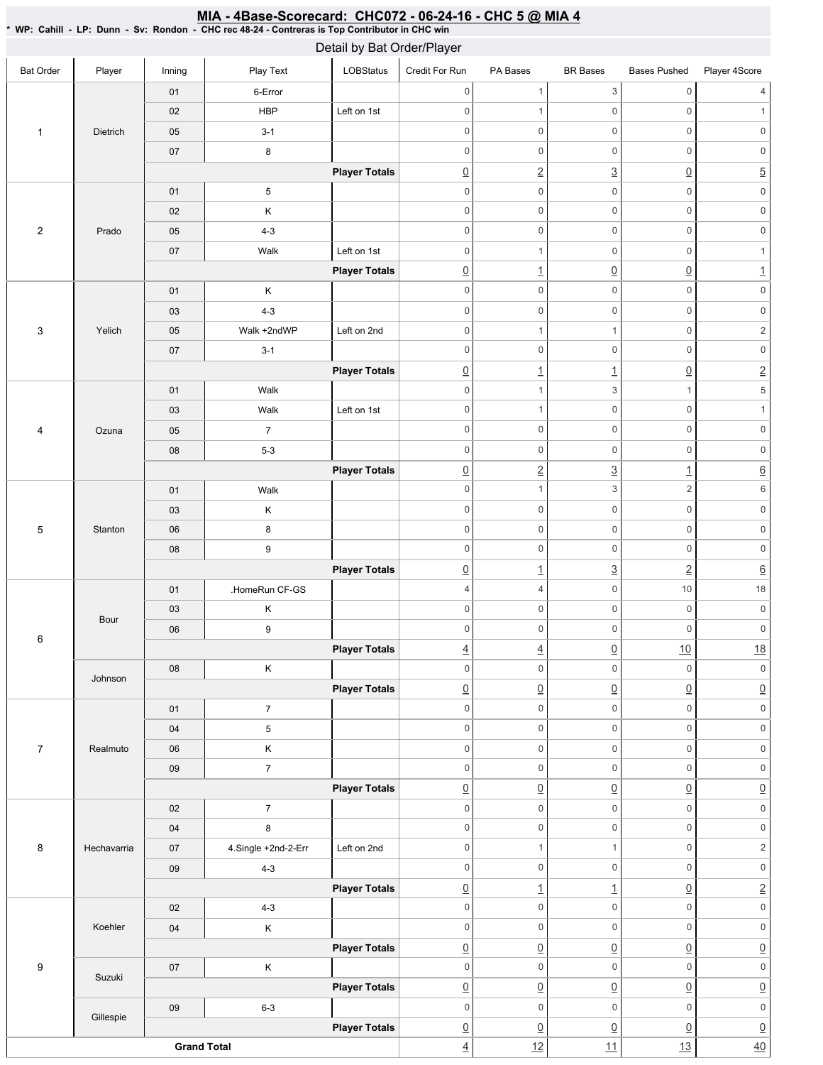# MIA - 4Base-Scorecard: CHC072 - 06-24-16 - CHC 5 @ MIA 4

\* WP: Cahill - LP: Dunn - Sv: Rondon - CHC rec 48-24 - Contreras is Top Contributor in CHC win

## Detail by Bat Order/Player

| Bat Order | Player | Inning | Play Text | LOBStatus | Credit For Run | PA Bases | BR Bases | Bases Pushed | Player 4Score |
|---|---|---|---|---|---|---|---|---|---|
| 1 | Dietrich | 01 | 6-Error | | 0 | 1 | 3 | 0 | 4 |
| | | 02 | HBP | Left on 1st | 0 | 1 | 0 | 0 | 1 |
| | | 05 | 3-1 | | 0 | 0 | 0 | 0 | 0 |
| | | 07 | 8 | | 0 | 0 | 0 | 0 | 0 |
| | | | | **Player Totals** | 0 | 2 | 3 | 0 | 5 |
| 2 | Prado | 01 | 5 | | 0 | 0 | 0 | 0 | 0 |
| | | 02 | K | | 0 | 0 | 0 | 0 | 0 |
| | | 05 | 4-3 | | 0 | 0 | 0 | 0 | 0 |
| | | 07 | Walk | Left on 1st | 0 | 1 | 0 | 0 | 1 |
| | | | | **Player Totals** | 0 | 1 | 0 | 0 | 1 |
| 3 | Yelich | 01 | K | | 0 | 0 | 0 | 0 | 0 |
| | | 03 | 4-3 | | 0 | 0 | 0 | 0 | 0 |
| | | 05 | Walk +2ndWP | Left on 2nd | 0 | 1 | 1 | 0 | 2 |
| | | 07 | 3-1 | | 0 | 0 | 0 | 0 | 0 |
| | | | | **Player Totals** | 0 | 1 | 1 | 0 | 2 |
| 4 | Ozuna | 01 | Walk | | 0 | 1 | 3 | 1 | 5 |
| | | 03 | Walk | Left on 1st | 0 | 1 | 0 | 0 | 1 |
| | | 05 | 7 | | 0 | 0 | 0 | 0 | 0 |
| | | 08 | 5-3 | | 0 | 0 | 0 | 0 | 0 |
| | | | | **Player Totals** | 0 | 2 | 3 | 1 | 6 |
| 5 | Stanton | 01 | Walk | | 0 | 1 | 3 | 2 | 6 |
| | | 03 | K | | 0 | 0 | 0 | 0 | 0 |
| | | 06 | 8 | | 0 | 0 | 0 | 0 | 0 |
| | | 08 | 9 | | 0 | 0 | 0 | 0 | 0 |
| | | | | **Player Totals** | 0 | 1 | 3 | 2 | 6 |
| 6 | Bour | 01 | .HomeRun CF-GS | | 4 | 4 | 0 | 10 | 18 |
| | | 03 | K | | 0 | 0 | 0 | 0 | 0 |
| | | 06 | 9 | | 0 | 0 | 0 | 0 | 0 |
| | | | | **Player Totals** | 4 | 4 | 0 | 10 | 18 |
| | Johnson | 08 | K | | 0 | 0 | 0 | 0 | 0 |
| | | | | **Player Totals** | 0 | 0 | 0 | 0 | 0 |
| 7 | Realmuto | 01 | 7 | | 0 | 0 | 0 | 0 | 0 |
| | | 04 | 5 | | 0 | 0 | 0 | 0 | 0 |
| | | 06 | K | | 0 | 0 | 0 | 0 | 0 |
| | | 09 | 7 | | 0 | 0 | 0 | 0 | 0 |
| | | | | **Player Totals** | 0 | 0 | 0 | 0 | 0 |
| 8 | Hechavarria | 02 | 7 | | 0 | 0 | 0 | 0 | 0 |
| | | 04 | 8 | | 0 | 0 | 0 | 0 | 0 |
| | | 07 | 4.Single +2nd-2-Err | Left on 2nd | 0 | 1 | 1 | 0 | 2 |
| | | 09 | 4-3 | | 0 | 0 | 0 | 0 | 0 |
| | | | | **Player Totals** | 0 | 1 | 1 | 0 | 2 |
| 9 | Koehler | 02 | 4-3 | | 0 | 0 | 0 | 0 | 0 |
| | | 04 | K | | 0 | 0 | 0 | 0 | 0 |
| | | | | **Player Totals** | 0 | 0 | 0 | 0 | 0 |
| | Suzuki | 07 | K | | 0 | 0 | 0 | 0 | 0 |
| | | | | **Player Totals** | 0 | 0 | 0 | 0 | 0 |
| | Gillespie | 09 | 6-3 | | 0 | 0 | 0 | 0 | 0 |
| | | | | **Player Totals** | 0 | 0 | 0 | 0 | 0 |
| **Grand Total** | | | | | 4 | 12 | 11 | 13 | 40 |